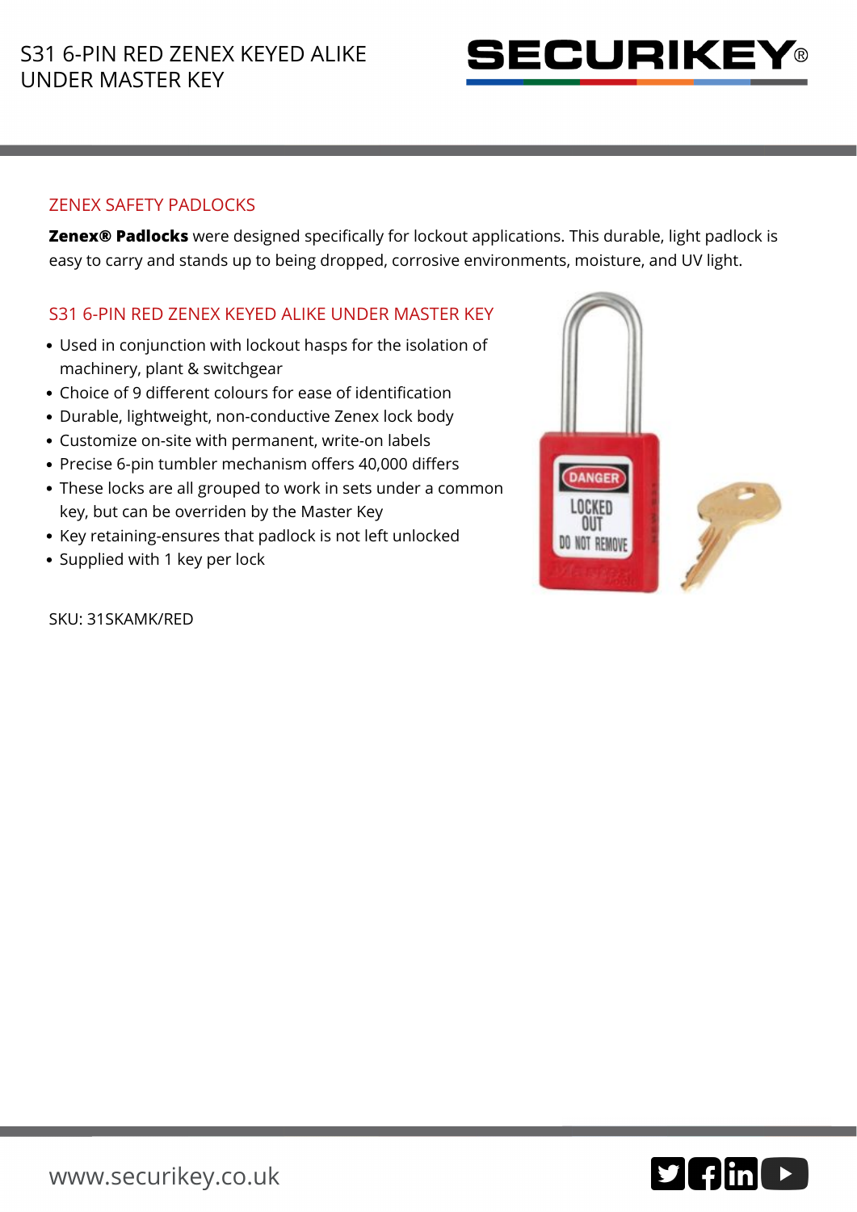# S31 6-PIN RED ZENEX KEYED ALIKE UNDER MASTER KEY

## ZENEX SAFETY PADLOCKS

**Zenex® Padlocks** were designed specifically for lockout applications. This durable, light padlock is easy to carry and stands up to being dropped, corrosive environments, moisture, and UV light.

## S31 6-PIN RED ZENEX KEYED ALIKE UNDER MASTER KEY

- Used in conjunction with lockout hasps for the isolation of machinery, plant & switchgear
- Choice of 9 different colours for ease of identification
- Durable, lightweight, non-conductive Zenex lock body
- Customize on-site with permanent, write-on labels
- Precise 6-pin tumbler mechanism offers 40,000 differs
- These locks are all grouped to work in sets under a common key, but can be overriden by the Master Key
- Key retaining-ensures that padlock is not left unlocked
- Supplied with 1 key per lock

SKU: 31SKAMK/RED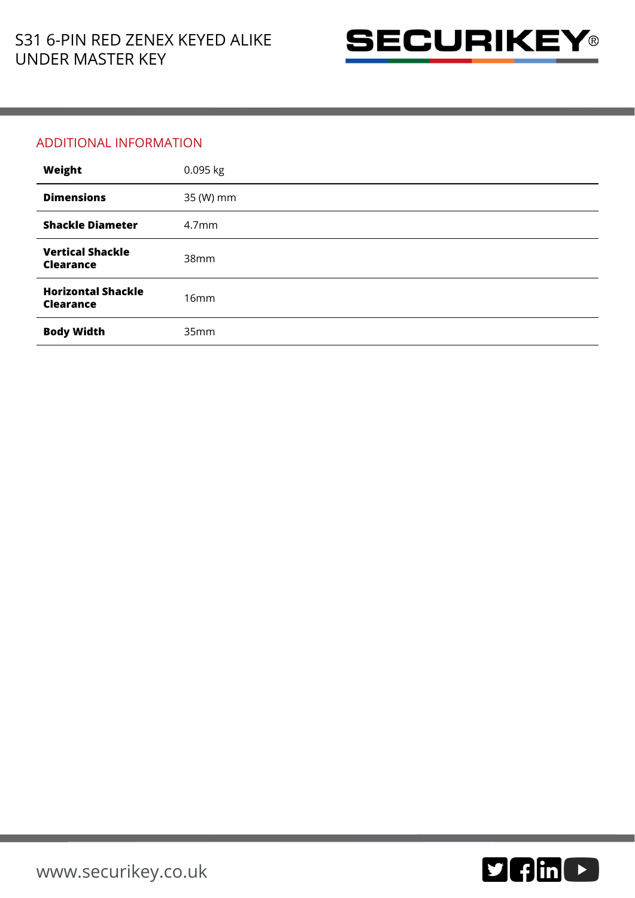## ADDITIONAL INFORMATION

| | |
|---|---|
| **Weight** | 0.095 kg |
| **Dimensions** | 35 (W) mm |
| **Shackle Diameter** | 4.7mm |
| **Vertical Shackle Clearance** | 38mm |
| **Horizontal Shackle Clearance** | 16mm |
| **Body Width** | 35mm |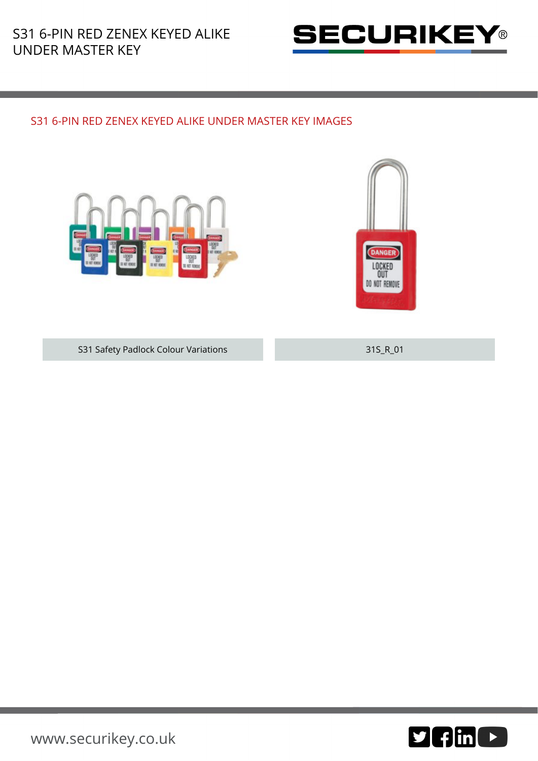## S31 6-PIN RED ZENEX KEYED ALIKE UNDER MASTER KEY IMAGES

S31 Safety Padlock Colour Variations

31S_R_01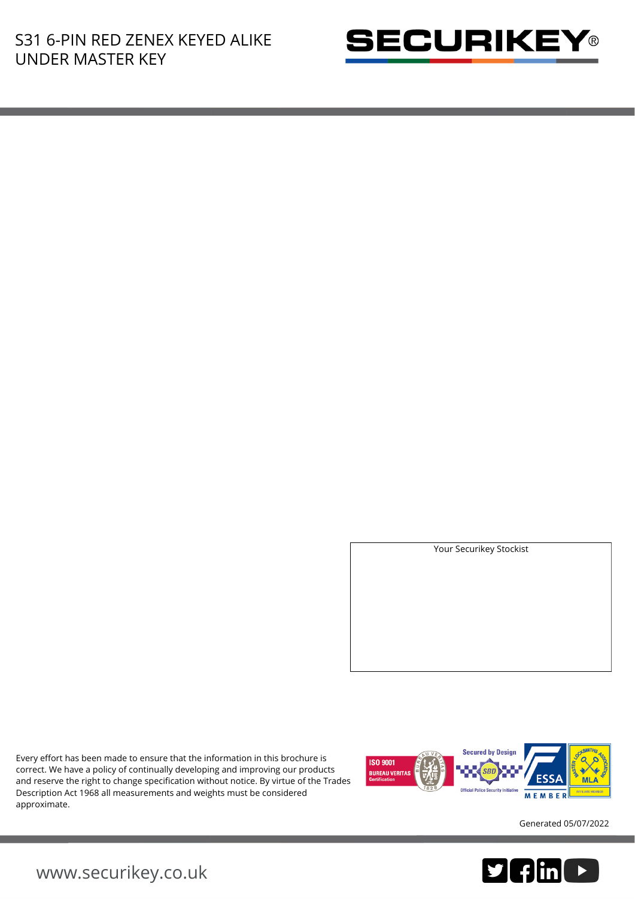# S31 6-PIN RED ZENEX KEYED ALIKE UNDER MASTER KEY

Your Securikey Stockist

Every effort has been made to ensure that the information in this brochure is correct. We have a policy of continually developing and improving our products and reserve the right to change specification without notice. By virtue of the Trades Description Act 1968 all measurements and weights must be considered approximate.

Generated 05/07/2022

www.securikey.co.uk